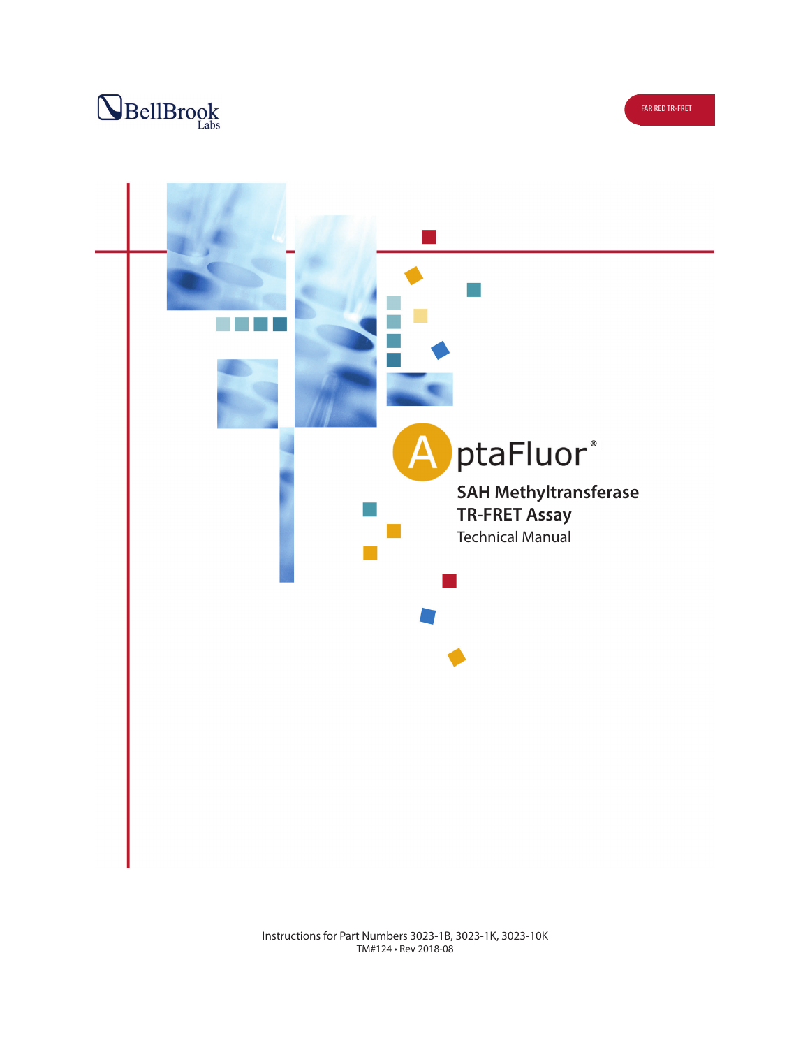BellBrook Labs

FAR RED TR-FRET

# AptaFluor®

## SAH Methyltransferase TR-FRET Assay

Technical Manual

Instructions for Part Numbers 3023-1B, 3023-1K, 3023-10K

TM#124 • Rev 2018-08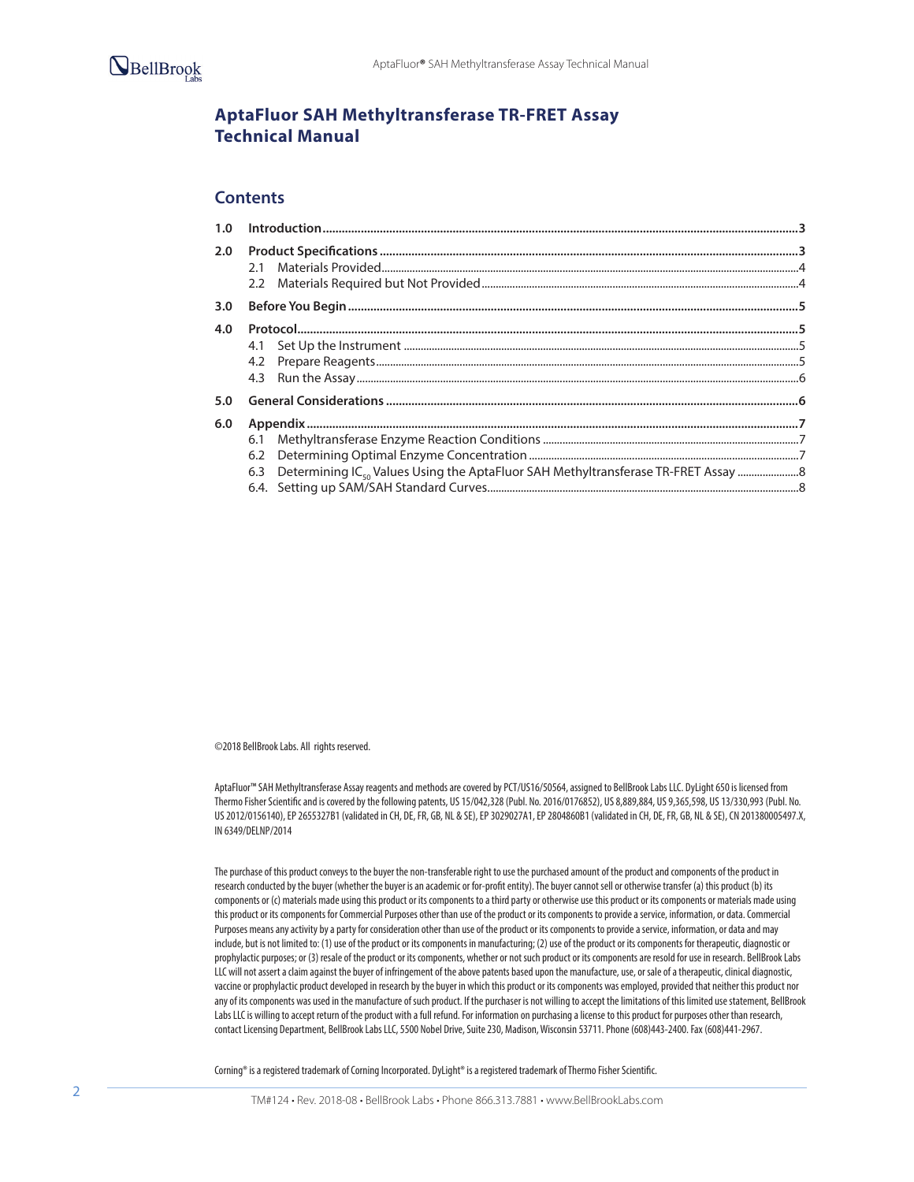# AptaFluor SAH Methyltransferase TR-FRET Assay Technical Manual

## Contents

| | | |
|---|---|---|
| **1.0** | **Introduction** | **3** |
| **2.0** | **Product Specifications** | **3** |
| | 2.1 Materials Provided | 4 |
| | 2.2 Materials Required but Not Provided | 4 |
| **3.0** | **Before You Begin** | **5** |
| **4.0** | **Protocol** | **5** |
| | 4.1 Set Up the Instrument | 5 |
| | 4.2 Prepare Reagents | 5 |
| | 4.3 Run the Assay | 6 |
| **5.0** | **General Considerations** | **6** |
| **6.0** | **Appendix** | **7** |
| | 6.1 Methyltransferase Enzyme Reaction Conditions | 7 |
| | 6.2 Determining Optimal Enzyme Concentration | 7 |
| | 6.3 Determining $IC_{50}$ Values Using the AptaFluor SAH Methyltransferase TR-FRET Assay | 8 |
| | 6.4. Setting up SAM/SAH Standard Curves | 8 |

©2018 BellBrook Labs. All rights reserved.

AptaFluor™ SAH Methyltransferase Assay reagents and methods are covered by PCT/US16/50564, assigned to BellBrook Labs LLC. DyLight 650 is licensed from Thermo Fisher Scientific and is covered by the following patents, US 15/042,328 (Publ. No. 2016/0176852), US 8,889,884, US 9,365,598, US 13/330,993 (Publ. No. US 2012/0156140), EP 2655327B1 (validated in CH, DE, FR, GB, NL & SE), EP 3029027A1, EP 2804860B1 (validated in CH, DE, FR, GB, NL & SE), CN 201380005497.X, IN 6349/DELNP/2014

The purchase of this product conveys to the buyer the non-transferable right to use the purchased amount of the product and components of the product in research conducted by the buyer (whether the buyer is an academic or for-profit entity). The buyer cannot sell or otherwise transfer (a) this product (b) its components or (c) materials made using this product or its components to a third party or otherwise use this product or its components or materials made using this product or its components for Commercial Purposes other than use of the product or its components to provide a service, information, or data. Commercial Purposes means any activity by a party for consideration other than use of the product or its components to provide a service, information, or data and may include, but is not limited to: (1) use of the product or its components in manufacturing; (2) use of the product or its components for therapeutic, diagnostic or prophylactic purposes; or (3) resale of the product or its components, whether or not such product or its components are resold for use in research. BellBrook Labs LLC will not assert a claim against the buyer of infringement of the above patents based upon the manufacture, use, or sale of a therapeutic, clinical diagnostic, vaccine or prophylactic product developed in research by the buyer in which this product or its components was employed, provided that neither this product nor any of its components was used in the manufacture of such product. If the purchaser is not willing to accept the limitations of this limited use statement, BellBrook Labs LLC is willing to accept return of the product with a full refund. For information on purchasing a license to this product for purposes other than research, contact Licensing Department, BellBrook Labs LLC, 5500 Nobel Drive, Suite 230, Madison, Wisconsin 53711. Phone (608)443-2400. Fax (608)441-2967.

Corning® is a registered trademark of Corning Incorporated. DyLight® is a registered trademark of Thermo Fisher Scientific.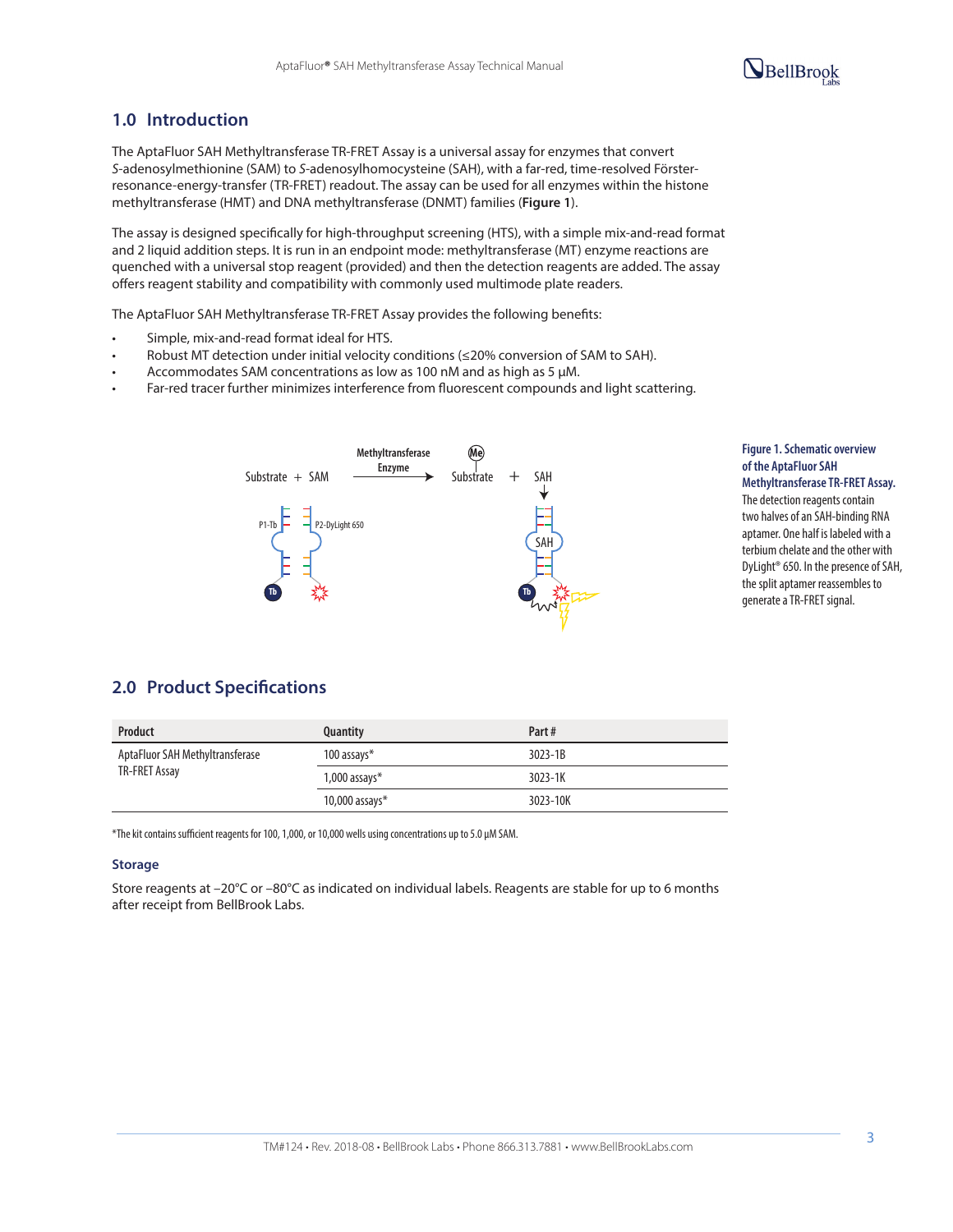## 1.0 Introduction

The AptaFluor SAH Methyltransferase TR-FRET Assay is a universal assay for enzymes that convert *S*-adenosylmethionine (SAM) to *S*-adenosylhomocysteine (SAH), with a far-red, time-resolved Förster-resonance-energy-transfer (TR-FRET) readout. The assay can be used for all enzymes within the histone methyltransferase (HMT) and DNA methyltransferase (DNMT) families (**Figure 1**).

The assay is designed specifically for high-throughput screening (HTS), with a simple mix-and-read format and 2 liquid addition steps. It is run in an endpoint mode: methyltransferase (MT) enzyme reactions are quenched with a universal stop reagent (provided) and then the detection reagents are added. The assay offers reagent stability and compatibility with commonly used multimode plate readers.

The AptaFluor SAH Methyltransferase TR-FRET Assay provides the following benefits:

- Simple, mix-and-read format ideal for HTS.
- Robust MT detection under initial velocity conditions (≤20% conversion of SAM to SAH).
- Accommodates SAM concentrations as low as 100 nM and as high as 5 µM.
- Far-red tracer further minimizes interference from fluorescent compounds and light scattering.

**Figure 1. Schematic overview of the AptaFluor SAH Methyltransferase TR-FRET Assay.** The detection reagents contain two halves of an SAH-binding RNA aptamer. One half is labeled with a terbium chelate and the other with DyLight® 650. In the presence of SAH, the split aptamer reassembles to generate a TR-FRET signal.

## 2.0 Product Specifications

| Product | Quantity | Part # |
|---|---|---|
| AptaFluor SAH Methyltransferase TR-FRET Assay | 100 assays* | 3023-1B |
| | 1,000 assays* | 3023-1K |
| | 10,000 assays* | 3023-10K |

*The kit contains sufficient reagents for 100, 1,000, or 10,000 wells using concentrations up to 5.0 µM SAM.

### Storage

Store reagents at –20°C or –80°C as indicated on individual labels. Reagents are stable for up to 6 months after receipt from BellBrook Labs.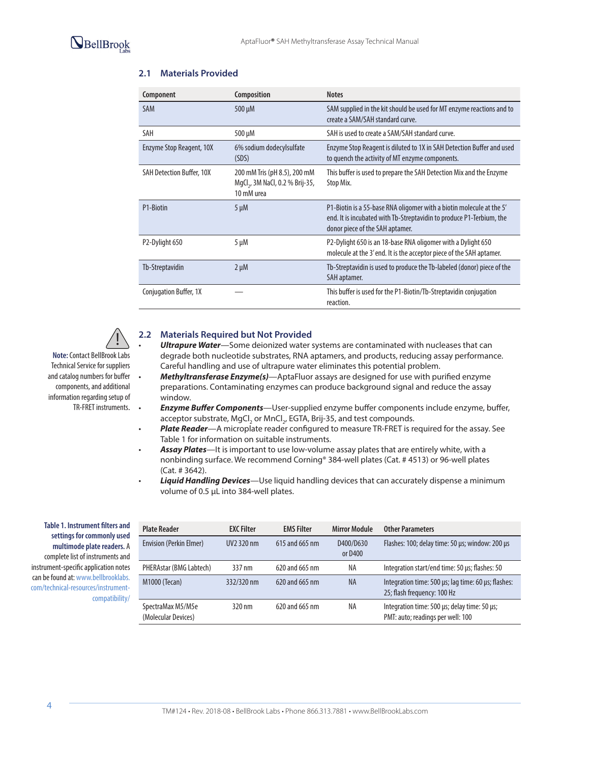## 2.1 Materials Provided

| Component | Composition | Notes |
|---|---|---|
| SAM | 500 µM | SAM supplied in the kit should be used for MT enzyme reactions and to create a SAM/SAH standard curve. |
| SAH | 500 µM | SAH is used to create a SAM/SAH standard curve. |
| Enzyme Stop Reagent, 10X | 6% sodium dodecylsulfate (SDS) | Enzyme Stop Reagent is diluted to 1X in SAH Detection Buffer and used to quench the activity of MT enzyme components. |
| SAH Detection Buffer, 10X | 200 mM Tris (pH 8.5), 200 mM $MgCl_2$, 3M NaCl, 0.2 % Brij-35, 10 mM urea | This buffer is used to prepare the SAH Detection Mix and the Enzyme Stop Mix. |
| P1-Biotin | 5 µM | P1-Biotin is a 55-base RNA oligomer with a biotin molecule at the 5′ end. It is incubated with Tb-Streptavidin to produce P1-Terbium, the donor piece of the SAH aptamer. |
| P2-Dylight 650 | 5 µM | P2-Dylight 650 is an 18-base RNA oligomer with a Dylight 650 molecule at the 3′ end. It is the acceptor piece of the SAH aptamer. |
| Tb-Streptavidin | 2 µM | Tb-Streptavidin is used to produce the Tb-labeled (donor) piece of the SAH aptamer. |
| Conjugation Buffer, 1X | — | This buffer is used for the P1-Biotin/Tb-Streptavidin conjugation reaction. |

## 2.2 Materials Required but Not Provided

**Note:** Contact BellBrook Labs Technical Service for suppliers and catalog numbers for buffer components, and additional information regarding setup of TR-FRET instruments.

- ***Ultrapure Water***—Some deionized water systems are contaminated with nucleases that can degrade both nucleotide substrates, RNA aptamers, and products, reducing assay performance. Careful handling and use of ultrapure water eliminates this potential problem.
- ***Methyltransferase Enzyme(s)***—AptaFluor assays are designed for use with purified enzyme preparations. Contaminating enzymes can produce background signal and reduce the assay window.
- ***Enzyme Buffer Components***—User-supplied enzyme buffer components include enzyme, buffer, acceptor substrate, $MgCl_2$ or $MnCl_2$, EGTA, Brij-35, and test compounds.
- ***Plate Reader***—A microplate reader configured to measure TR-FRET is required for the assay. See Table 1 for information on suitable instruments.
- ***Assay Plates***—It is important to use low-volume assay plates that are entirely white, with a nonbinding surface. We recommend Corning® 384-well plates (Cat. # 4513) or 96-well plates (Cat. # 3642).
- ***Liquid Handling Devices***—Use liquid handling devices that can accurately dispense a minimum volume of 0.5 µL into 384-well plates.

**Table 1. Instrument filters and settings for commonly used multimode plate readers.** A complete list of instruments and instrument-specific application notes can be found at: www.bellbrooklabs.com/technical-resources/instrument-compatibility/

| Plate Reader | EXC Filter | EMS Filter | Mirror Module | Other Parameters |
|---|---|---|---|---|
| Envision (Perkin Elmer) | UV2 320 nm | 615 and 665 nm | D400/D630 or D400 | Flashes: 100; delay time: 50 µs; window: 200 µs |
| PHERAstar (BMG Labtech) | 337 nm | 620 and 665 nm | NA | Integration start/end time: 50 µs; flashes: 50 |
| M1000 (Tecan) | 332/320 nm | 620 and 665 nm | NA | Integration time: 500 µs; lag time: 60 µs; flashes: 25; flash frequency: 100 Hz |
| SpectraMax M5/M5e (Molecular Devices) | 320 nm | 620 and 665 nm | NA | Integration time: 500 µs; delay time: 50 µs; PMT: auto; readings per well: 100 |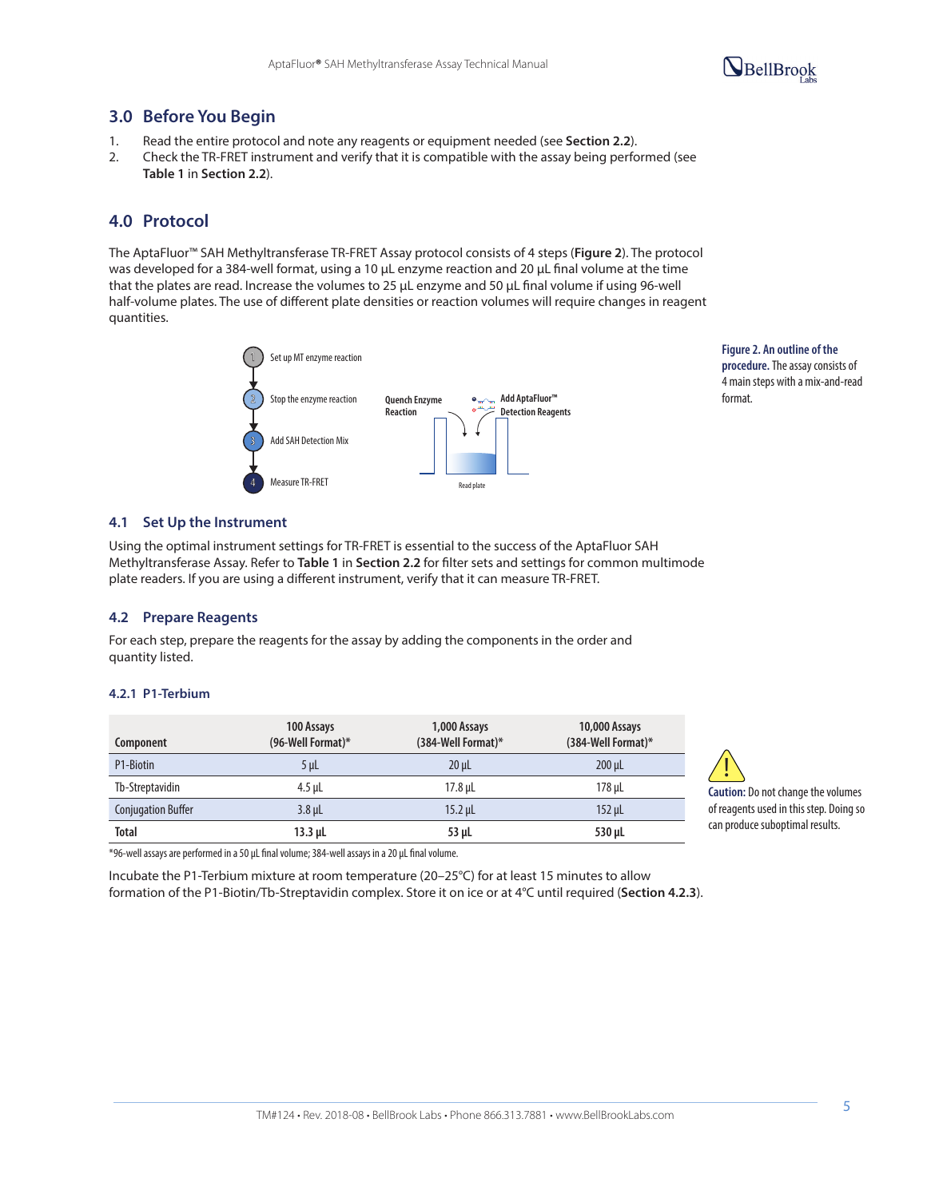## 3.0 Before You Begin

1. Read the entire protocol and note any reagents or equipment needed (see **Section 2.2**).
2. Check the TR-FRET instrument and verify that it is compatible with the assay being performed (see **Table 1** in **Section 2.2**).

## 4.0 Protocol

The AptaFluor™ SAH Methyltransferase TR-FRET Assay protocol consists of 4 steps (**Figure 2**). The protocol was developed for a 384-well format, using a 10 µL enzyme reaction and 20 µL final volume at the time that the plates are read. Increase the volumes to 25 µL enzyme and 50 µL final volume if using 96-well half-volume plates. The use of different plate densities or reaction volumes will require changes in reagent quantities.

1. Set up MT enzyme reaction
2. Stop the enzyme reaction
3. Add SAH Detection Mix
4. Measure TR-FRET

Quench Enzyme Reaction

Add AptaFluor™ Detection Reagents

Read plate

**Figure 2. An outline of the procedure.** The assay consists of 4 main steps with a mix-and-read format.

### 4.1 Set Up the Instrument

Using the optimal instrument settings for TR-FRET is essential to the success of the AptaFluor SAH Methyltransferase Assay. Refer to **Table 1** in **Section 2.2** for filter sets and settings for common multimode plate readers. If you are using a different instrument, verify that it can measure TR-FRET.

### 4.2 Prepare Reagents

For each step, prepare the reagents for the assay by adding the components in the order and quantity listed.

#### 4.2.1 P1-Terbium

| Component | 100 Assays (96-Well Format)* | 1,000 Assays (384-Well Format)* | 10,000 Assays (384-Well Format)* |
|---|---|---|---|
| P1-Biotin | 5 µL | 20 µL | 200 µL |
| Tb-Streptavidin | 4.5 µL | 17.8 µL | 178 µL |
| Conjugation Buffer | 3.8 µL | 15.2 µL | 152 µL |
| **Total** | **13.3 µL** | **53 µL** | **530 µL** |

*96-well assays are performed in a 50 µL final volume; 384-well assays in a 20 µL final volume.

**Caution:** Do not change the volumes of reagents used in this step. Doing so can produce suboptimal results.

Incubate the P1-Terbium mixture at room temperature (20–25°C) for at least 15 minutes to allow formation of the P1-Biotin/Tb-Streptavidin complex. Store it on ice or at 4°C until required (**Section 4.2.3**).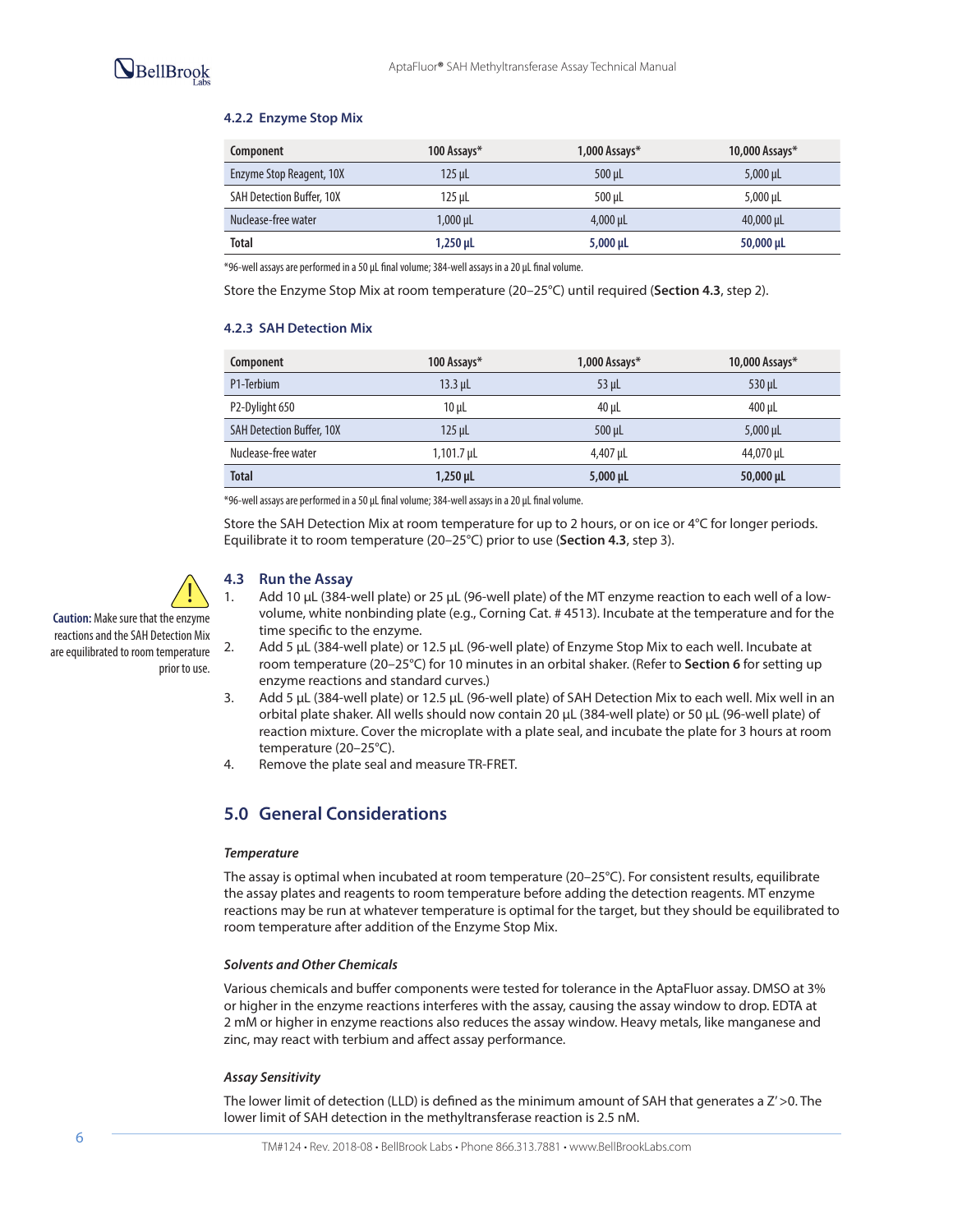#### 4.2.2 Enzyme Stop Mix

| Component | 100 Assays* | 1,000 Assays* | 10,000 Assays* |
|---|---|---|---|
| Enzyme Stop Reagent, 10X | 125 µL | 500 µL | 5,000 µL |
| SAH Detection Buffer, 10X | 125 µL | 500 µL | 5,000 µL |
| Nuclease-free water | 1,000 µL | 4,000 µL | 40,000 µL |
| **Total** | **1,250 µL** | **5,000 µL** | **50,000 µL** |

*96-well assays are performed in a 50 µL final volume; 384-well assays in a 20 µL final volume.

Store the Enzyme Stop Mix at room temperature (20–25°C) until required (**Section 4.3**, step 2).

#### 4.2.3 SAH Detection Mix

| Component | 100 Assays* | 1,000 Assays* | 10,000 Assays* |
|---|---|---|---|
| P1-Terbium | 13.3 µL | 53 µL | 530 µL |
| P2-Dylight 650 | 10 µL | 40 µL | 400 µL |
| SAH Detection Buffer, 10X | 125 µL | 500 µL | 5,000 µL |
| Nuclease-free water | 1,101.7 µL | 4,407 µL | 44,070 µL |
| **Total** | **1,250 µL** | **5,000 µL** | **50,000 µL** |

*96-well assays are performed in a 50 µL final volume; 384-well assays in a 20 µL final volume.

Store the SAH Detection Mix at room temperature for up to 2 hours, or on ice or 4°C for longer periods. Equilibrate it to room temperature (20–25°C) prior to use (**Section 4.3**, step 3).

### 4.3 Run the Assay

**Caution:** Make sure that the enzyme reactions and the SAH Detection Mix are equilibrated to room temperature prior to use.

1. Add 10 µL (384-well plate) or 25 µL (96-well plate) of the MT enzyme reaction to each well of a low-volume, white nonbinding plate (e.g., Corning Cat. # 4513). Incubate at the temperature and for the time specific to the enzyme.
2. Add 5 µL (384-well plate) or 12.5 µL (96-well plate) of Enzyme Stop Mix to each well. Incubate at room temperature (20–25°C) for 10 minutes in an orbital shaker. (Refer to **Section 6** for setting up enzyme reactions and standard curves.)
3. Add 5 µL (384-well plate) or 12.5 µL (96-well plate) of SAH Detection Mix to each well. Mix well in an orbital plate shaker. All wells should now contain 20 µL (384-well plate) or 50 µL (96-well plate) of reaction mixture. Cover the microplate with a plate seal, and incubate the plate for 3 hours at room temperature (20–25°C).
4. Remove the plate seal and measure TR-FRET.

## 5.0 General Considerations

***Temperature***

The assay is optimal when incubated at room temperature (20–25°C). For consistent results, equilibrate the assay plates and reagents to room temperature before adding the detection reagents. MT enzyme reactions may be run at whatever temperature is optimal for the target, but they should be equilibrated to room temperature after addition of the Enzyme Stop Mix.

***Solvents and Other Chemicals***

Various chemicals and buffer components were tested for tolerance in the AptaFluor assay. DMSO at 3% or higher in the enzyme reactions interferes with the assay, causing the assay window to drop. EDTA at 2 mM or higher in enzyme reactions also reduces the assay window. Heavy metals, like manganese and zinc, may react with terbium and affect assay performance.

***Assay Sensitivity***

The lower limit of detection (LLD) is defined as the minimum amount of SAH that generates a Z′>0. The lower limit of SAH detection in the methyltransferase reaction is 2.5 nM.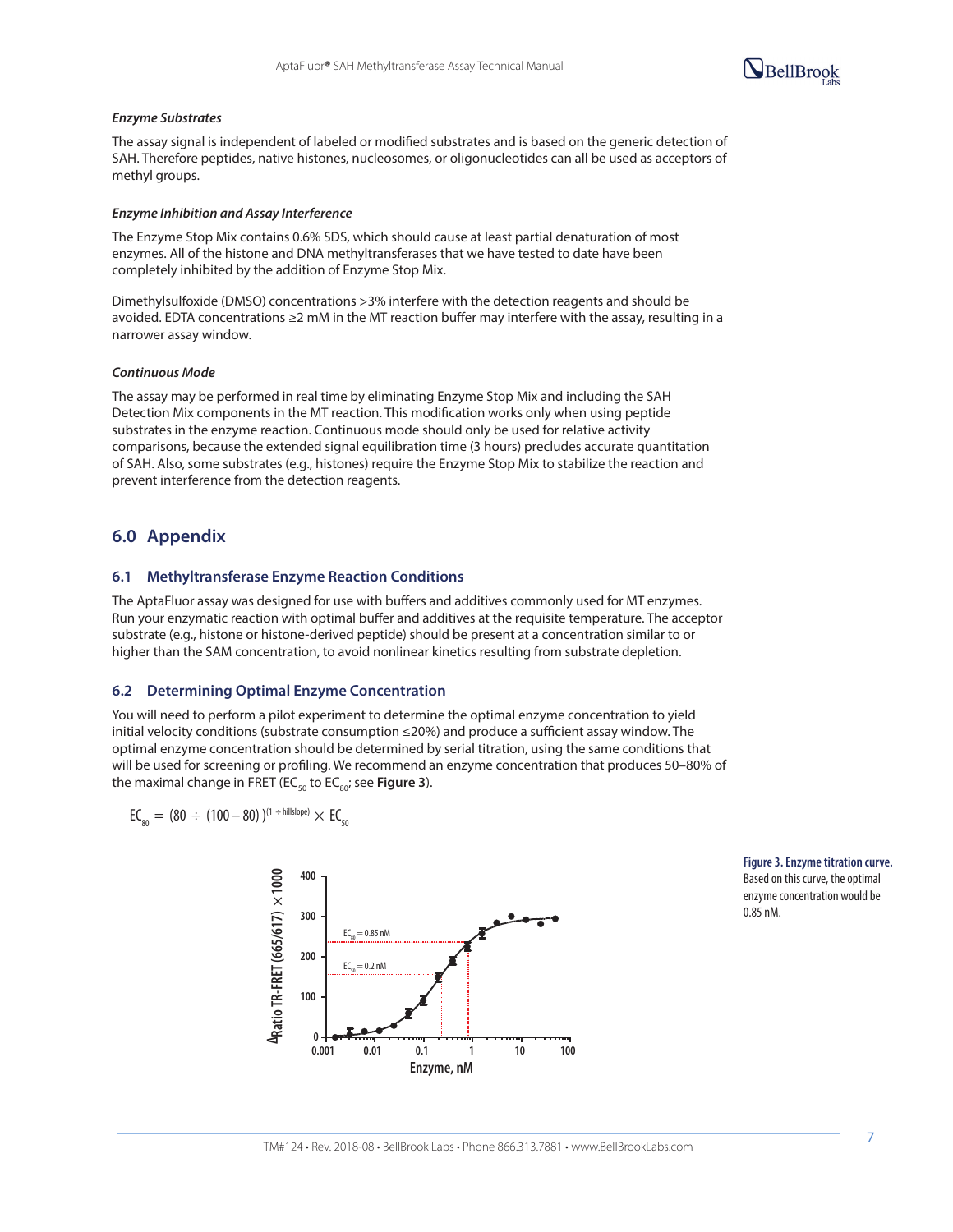#### *Enzyme Substrates*

The assay signal is independent of labeled or modified substrates and is based on the generic detection of SAH. Therefore peptides, native histones, nucleosomes, or oligonucleotides can all be used as acceptors of methyl groups.

#### *Enzyme Inhibition and Assay Interference*

The Enzyme Stop Mix contains 0.6% SDS, which should cause at least partial denaturation of most enzymes. All of the histone and DNA methyltransferases that we have tested to date have been completely inhibited by the addition of Enzyme Stop Mix.

Dimethylsulfoxide (DMSO) concentrations >3% interfere with the detection reagents and should be avoided. EDTA concentrations ≥2 mM in the MT reaction buffer may interfere with the assay, resulting in a narrower assay window.

#### *Continuous Mode*

The assay may be performed in real time by eliminating Enzyme Stop Mix and including the SAH Detection Mix components in the MT reaction. This modification works only when using peptide substrates in the enzyme reaction. Continuous mode should only be used for relative activity comparisons, because the extended signal equilibration time (3 hours) precludes accurate quantitation of SAH. Also, some substrates (e.g., histones) require the Enzyme Stop Mix to stabilize the reaction and prevent interference from the detection reagents.

## 6.0 Appendix

### 6.1 Methyltransferase Enzyme Reaction Conditions

The AptaFluor assay was designed for use with buffers and additives commonly used for MT enzymes. Run your enzymatic reaction with optimal buffer and additives at the requisite temperature. The acceptor substrate (e.g., histone or histone-derived peptide) should be present at a concentration similar to or higher than the SAM concentration, to avoid nonlinear kinetics resulting from substrate depletion.

### 6.2 Determining Optimal Enzyme Concentration

You will need to perform a pilot experiment to determine the optimal enzyme concentration to yield initial velocity conditions (substrate consumption ≤20%) and produce a sufficient assay window. The optimal enzyme concentration should be determined by serial titration, using the same conditions that will be used for screening or profiling. We recommend an enzyme concentration that produces 50–80% of the maximal change in FRET ($EC_{50}$ to $EC_{80}$; see **Figure 3**).

$$EC_{80} = (80 \div (100 - 80))^{(1 \div \text{hillslope})} \times EC_{50}$$

**Figure 3. Enzyme titration curve.** Based on this curve, the optimal enzyme concentration would be 0.85 nM.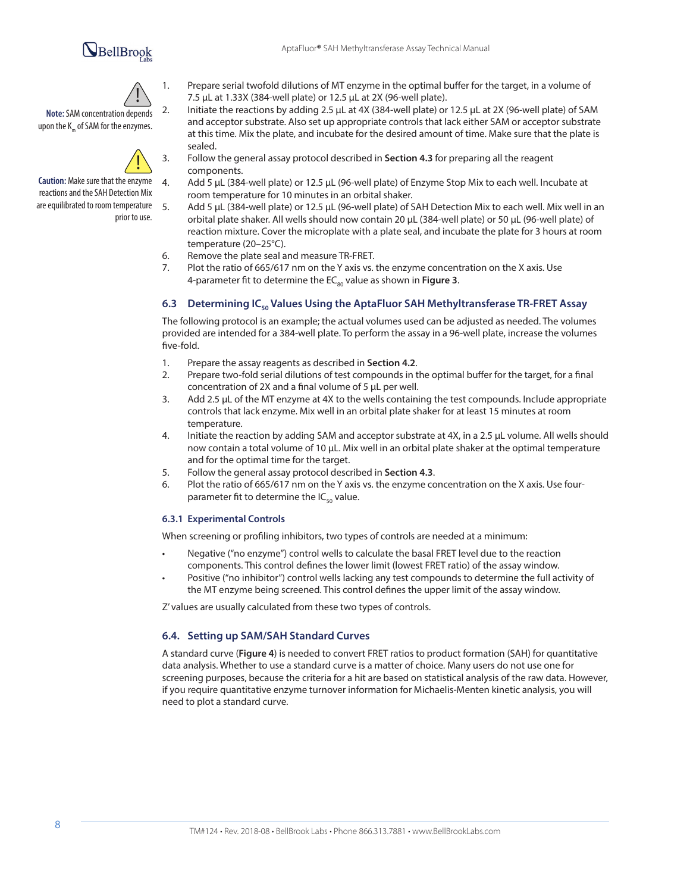**Note:** SAM concentration depends upon the $K_m$ of SAM for the enzymes.

**Caution:** Make sure that the enzyme reactions and the SAH Detection Mix are equilibrated to room temperature prior to use.

1. Prepare serial twofold dilutions of MT enzyme in the optimal buffer for the target, in a volume of 7.5 µL at 1.33X (384-well plate) or 12.5 µL at 2X (96-well plate).
2. Initiate the reactions by adding 2.5 µL at 4X (384-well plate) or 12.5 µL at 2X (96-well plate) of SAM and acceptor substrate. Also set up appropriate controls that lack either SAM or acceptor substrate at this time. Mix the plate, and incubate for the desired amount of time. Make sure that the plate is sealed.
3. Follow the general assay protocol described in **Section 4.3** for preparing all the reagent components.
4. Add 5 µL (384-well plate) or 12.5 µL (96-well plate) of Enzyme Stop Mix to each well. Incubate at room temperature for 10 minutes in an orbital shaker.
5. Add 5 µL (384-well plate) or 12.5 µL (96-well plate) of SAH Detection Mix to each well. Mix well in an orbital plate shaker. All wells should now contain 20 µL (384-well plate) or 50 µL (96-well plate) of reaction mixture. Cover the microplate with a plate seal, and incubate the plate for 3 hours at room temperature (20–25°C).
6. Remove the plate seal and measure TR-FRET.
7. Plot the ratio of 665/617 nm on the Y axis vs. the enzyme concentration on the X axis. Use 4-parameter fit to determine the $EC_{80}$ value as shown in **Figure 3**.

## 6.3 Determining $IC_{50}$ Values Using the AptaFluor SAH Methyltransferase TR-FRET Assay

The following protocol is an example; the actual volumes used can be adjusted as needed. The volumes provided are intended for a 384-well plate. To perform the assay in a 96-well plate, increase the volumes five-fold.

1. Prepare the assay reagents as described in **Section 4.2**.
2. Prepare two-fold serial dilutions of test compounds in the optimal buffer for the target, for a final concentration of 2X and a final volume of 5 µL per well.
3. Add 2.5 µL of the MT enzyme at 4X to the wells containing the test compounds. Include appropriate controls that lack enzyme. Mix well in an orbital plate shaker for at least 15 minutes at room temperature.
4. Initiate the reaction by adding SAM and acceptor substrate at 4X, in a 2.5 µL volume. All wells should now contain a total volume of 10 µL. Mix well in an orbital plate shaker at the optimal temperature and for the optimal time for the target.
5. Follow the general assay protocol described in **Section 4.3**.
6. Plot the ratio of 665/617 nm on the Y axis vs. the enzyme concentration on the X axis. Use four-parameter fit to determine the $IC_{50}$ value.

### 6.3.1 Experimental Controls

When screening or profiling inhibitors, two types of controls are needed at a minimum:

- Negative ("no enzyme") control wells to calculate the basal FRET level due to the reaction components. This control defines the lower limit (lowest FRET ratio) of the assay window.
- Positive ("no inhibitor") control wells lacking any test compounds to determine the full activity of the MT enzyme being screened. This control defines the upper limit of the assay window.

Z' values are usually calculated from these two types of controls.

## 6.4. Setting up SAM/SAH Standard Curves

A standard curve (**Figure 4**) is needed to convert FRET ratios to product formation (SAH) for quantitative data analysis. Whether to use a standard curve is a matter of choice. Many users do not use one for screening purposes, because the criteria for a hit are based on statistical analysis of the raw data. However, if you require quantitative enzyme turnover information for Michaelis-Menten kinetic analysis, you will need to plot a standard curve.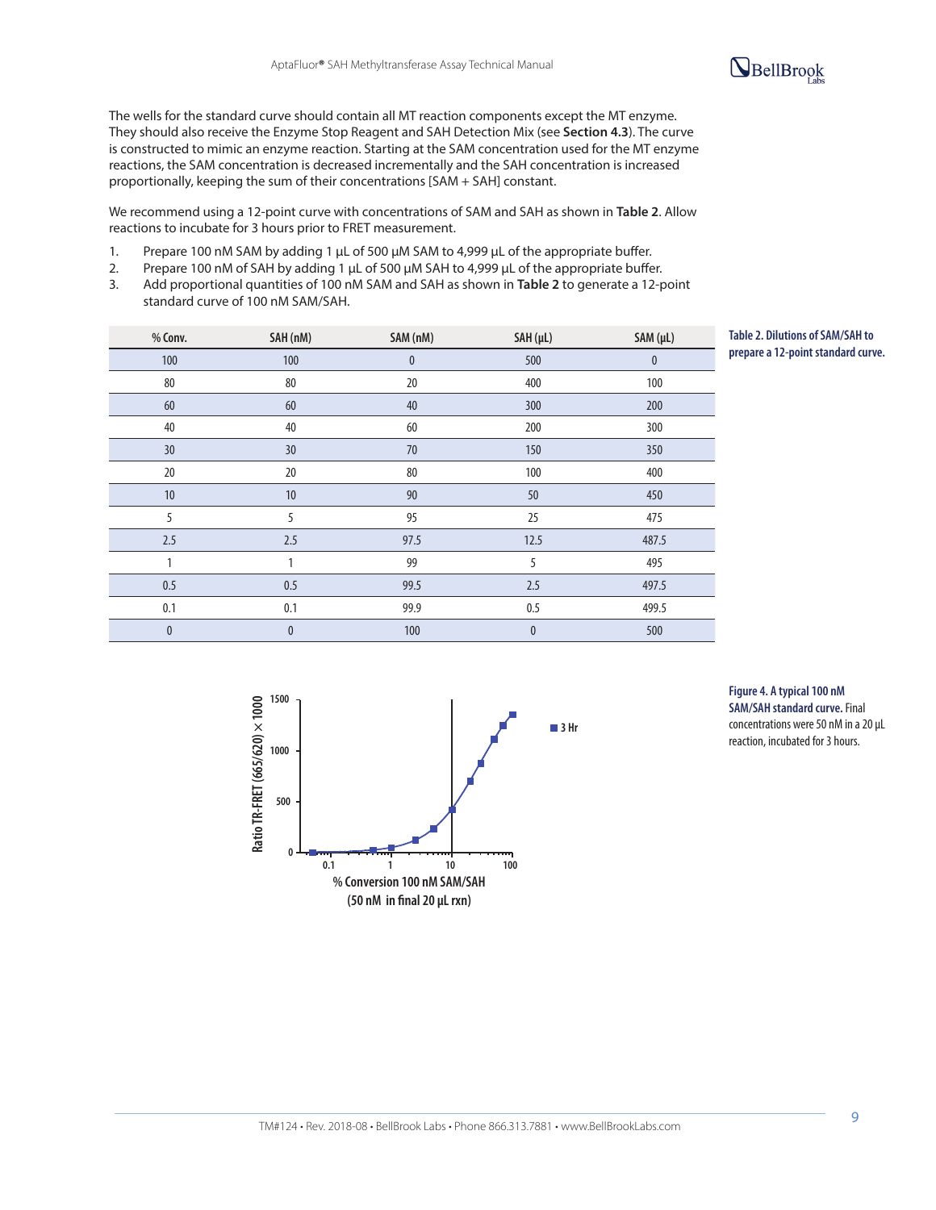The wells for the standard curve should contain all MT reaction components except the MT enzyme. They should also receive the Enzyme Stop Reagent and SAH Detection Mix (see **Section 4.3**). The curve is constructed to mimic an enzyme reaction. Starting at the SAM concentration used for the MT enzyme reactions, the SAM concentration is decreased incrementally and the SAH concentration is increased proportionally, keeping the sum of their concentrations [SAM + SAH] constant.

We recommend using a 12-point curve with concentrations of SAM and SAH as shown in **Table 2**. Allow reactions to incubate for 3 hours prior to FRET measurement.

1. Prepare 100 nM SAM by adding 1 µL of 500 µM SAM to 4,999 µL of the appropriate buffer.
2. Prepare 100 nM of SAH by adding 1 µL of 500 µM SAH to 4,999 µL of the appropriate buffer.
3. Add proportional quantities of 100 nM SAM and SAH as shown in **Table 2** to generate a 12-point standard curve of 100 nM SAM/SAH.

| % Conv. | SAH (nM) | SAM (nM) | SAH (µL) | SAM (µL) |
|---|---|---|---|---|
| 100 | 100 | 0 | 500 | 0 |
| 80 | 80 | 20 | 400 | 100 |
| 60 | 60 | 40 | 300 | 200 |
| 40 | 40 | 60 | 200 | 300 |
| 30 | 30 | 70 | 150 | 350 |
| 20 | 20 | 80 | 100 | 400 |
| 10 | 10 | 90 | 50 | 450 |
| 5 | 5 | 95 | 25 | 475 |
| 2.5 | 2.5 | 97.5 | 12.5 | 487.5 |
| 1 | 1 | 99 | 5 | 495 |
| 0.5 | 0.5 | 99.5 | 2.5 | 497.5 |
| 0.1 | 0.1 | 99.9 | 0.5 | 499.5 |
| 0 | 0 | 100 | 0 | 500 |

**Table 2. Dilutions of SAM/SAH to prepare a 12-point standard curve.**

**Figure 4. A typical 100 nM SAM/SAH standard curve.** Final concentrations were 50 nM in a 20 µL reaction, incubated for 3 hours.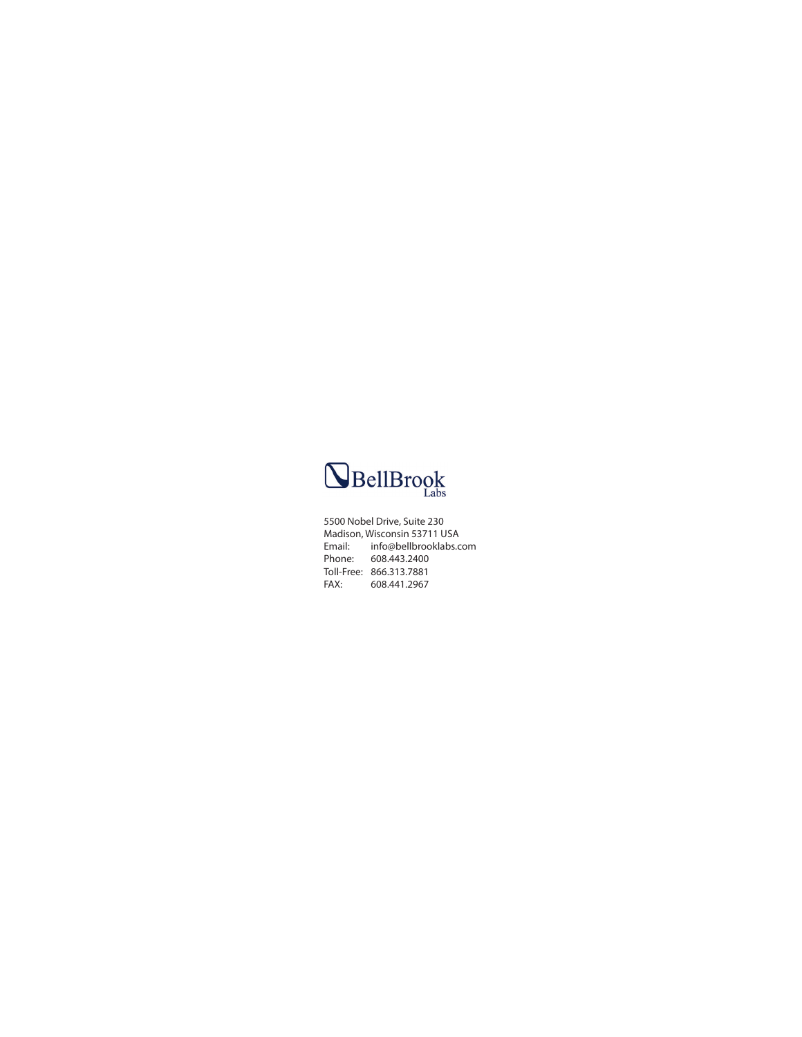BellBrook Labs

5500 Nobel Drive, Suite 230
Madison, Wisconsin 53711 USA
Email: info@bellbrooklabs.com
Phone: 608.443.2400
Toll-Free: 866.313.7881
FAX: 608.441.2967